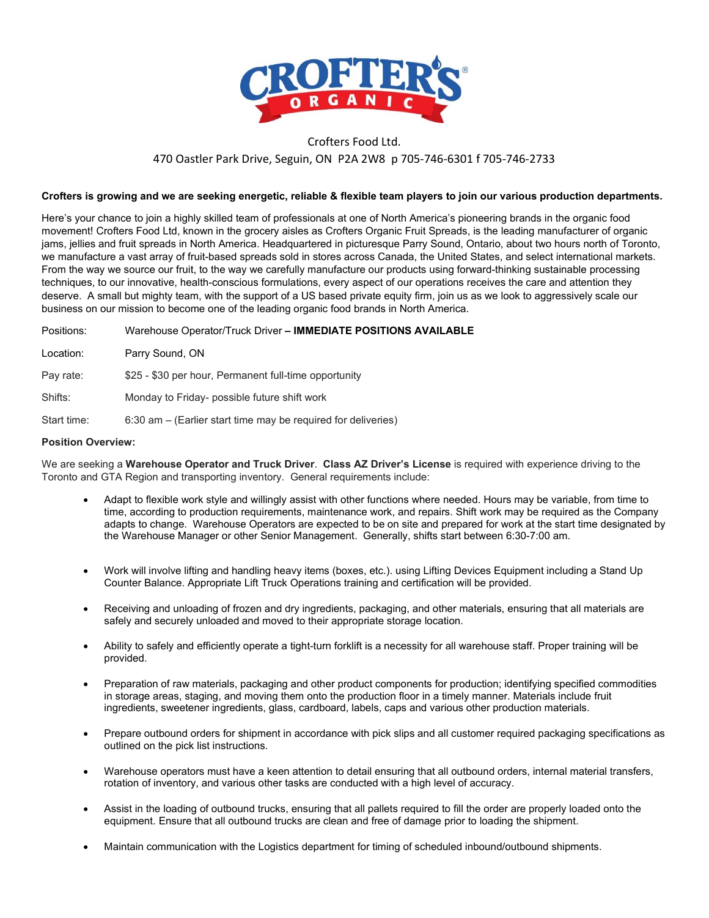CROFTER'S® ORGANIC

Crofters Food Ltd.
470 Oastler Park Drive, Seguin, ON  P2A 2W8  p 705-746-6301 f 705-746-2733

**Crofters is growing and we are seeking energetic, reliable & flexible team players to join our various production departments.**

Here's your chance to join a highly skilled team of professionals at one of North America's pioneering brands in the organic food movement! Crofters Food Ltd, known in the grocery aisles as Crofters Organic Fruit Spreads, is the leading manufacturer of organic jams, jellies and fruit spreads in North America. Headquartered in picturesque Parry Sound, Ontario, about two hours north of Toronto, we manufacture a vast array of fruit-based spreads sold in stores across Canada, the United States, and select international markets. From the way we source our fruit, to the way we carefully manufacture our products using forward-thinking sustainable processing techniques, to our innovative, health-conscious formulations, every aspect of our operations receives the care and attention they deserve. A small but mighty team, with the support of a US based private equity firm, join us as we look to aggressively scale our business on our mission to become one of the leading organic food brands in North America.

| | |
|---|---|
| Positions: | Warehouse Operator/Truck Driver – **IMMEDIATE POSITIONS AVAILABLE** |
| Location: | Parry Sound, ON |
| Pay rate: | $25 - $30 per hour, Permanent full-time opportunity |
| Shifts: | Monday to Friday- possible future shift work |
| Start time: | 6:30 am – (Earlier start time may be required for deliveries) |

**Position Overview:**

We are seeking a **Warehouse Operator and Truck Driver**. **Class AZ Driver's License** is required with experience driving to the Toronto and GTA Region and transporting inventory. General requirements include:

- Adapt to flexible work style and willingly assist with other functions where needed. Hours may be variable, from time to time, according to production requirements, maintenance work, and repairs. Shift work may be required as the Company adapts to change. Warehouse Operators are expected to be on site and prepared for work at the start time designated by the Warehouse Manager or other Senior Management. Generally, shifts start between 6:30-7:00 am.
- Work will involve lifting and handling heavy items (boxes, etc.). using Lifting Devices Equipment including a Stand Up Counter Balance. Appropriate Lift Truck Operations training and certification will be provided.
- Receiving and unloading of frozen and dry ingredients, packaging, and other materials, ensuring that all materials are safely and securely unloaded and moved to their appropriate storage location.
- Ability to safely and efficiently operate a tight-turn forklift is a necessity for all warehouse staff. Proper training will be provided.
- Preparation of raw materials, packaging and other product components for production; identifying specified commodities in storage areas, staging, and moving them onto the production floor in a timely manner. Materials include fruit ingredients, sweetener ingredients, glass, cardboard, labels, caps and various other production materials.
- Prepare outbound orders for shipment in accordance with pick slips and all customer required packaging specifications as outlined on the pick list instructions.
- Warehouse operators must have a keen attention to detail ensuring that all outbound orders, internal material transfers, rotation of inventory, and various other tasks are conducted with a high level of accuracy.
- Assist in the loading of outbound trucks, ensuring that all pallets required to fill the order are properly loaded onto the equipment. Ensure that all outbound trucks are clean and free of damage prior to loading the shipment.
- Maintain communication with the Logistics department for timing of scheduled inbound/outbound shipments.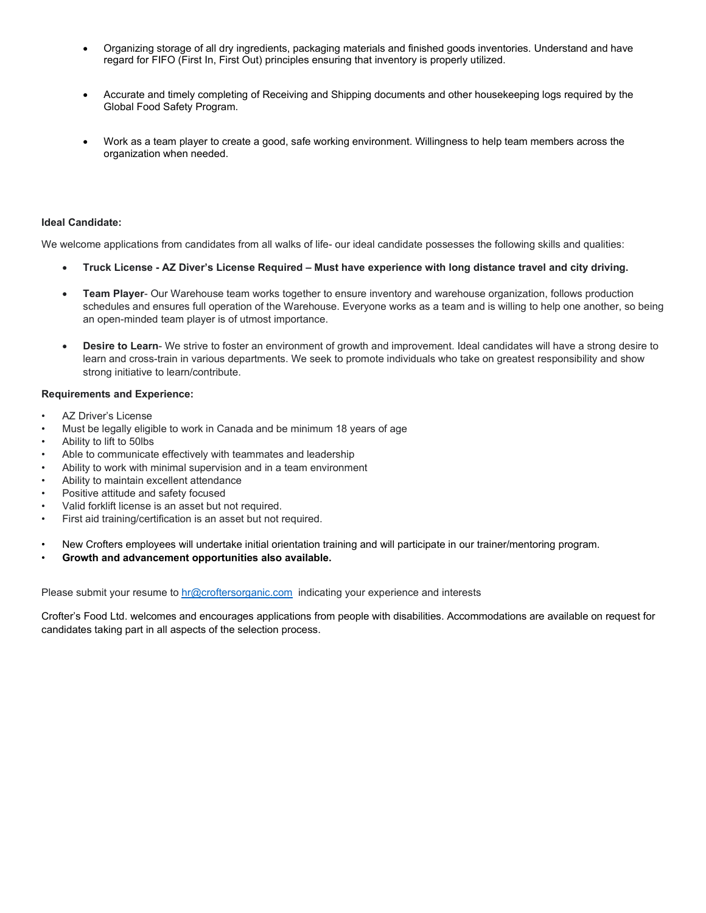- Organizing storage of all dry ingredients, packaging materials and finished goods inventories. Understand and have regard for FIFO (First In, First Out) principles ensuring that inventory is properly utilized.

- Accurate and timely completing of Receiving and Shipping documents and other housekeeping logs required by the Global Food Safety Program.

- Work as a team player to create a good, safe working environment. Willingness to help team members across the organization when needed.

**Ideal Candidate:**

We welcome applications from candidates from all walks of life- our ideal candidate possesses the following skills and qualities:

- **Truck License - AZ Diver's License Required – Must have experience with long distance travel and city driving.**

- **Team Player**- Our Warehouse team works together to ensure inventory and warehouse organization, follows production schedules and ensures full operation of the Warehouse. Everyone works as a team and is willing to help one another, so being an open-minded team player is of utmost importance.

- **Desire to Learn**- We strive to foster an environment of growth and improvement. Ideal candidates will have a strong desire to learn and cross-train in various departments. We seek to promote individuals who take on greatest responsibility and show strong initiative to learn/contribute.

**Requirements and Experience:**

- AZ Driver's License
- Must be legally eligible to work in Canada and be minimum 18 years of age
- Ability to lift to 50lbs
- Able to communicate effectively with teammates and leadership
- Ability to work with minimal supervision and in a team environment
- Ability to maintain excellent attendance
- Positive attitude and safety focused
- Valid forklift license is an asset but not required.
- First aid training/certification is an asset but not required.

- New Crofters employees will undertake initial orientation training and will participate in our trainer/mentoring program.
- **Growth and advancement opportunities also available.**

Please submit your resume to hr@croftersorganic.com indicating your experience and interests

Crofter's Food Ltd. welcomes and encourages applications from people with disabilities. Accommodations are available on request for candidates taking part in all aspects of the selection process.